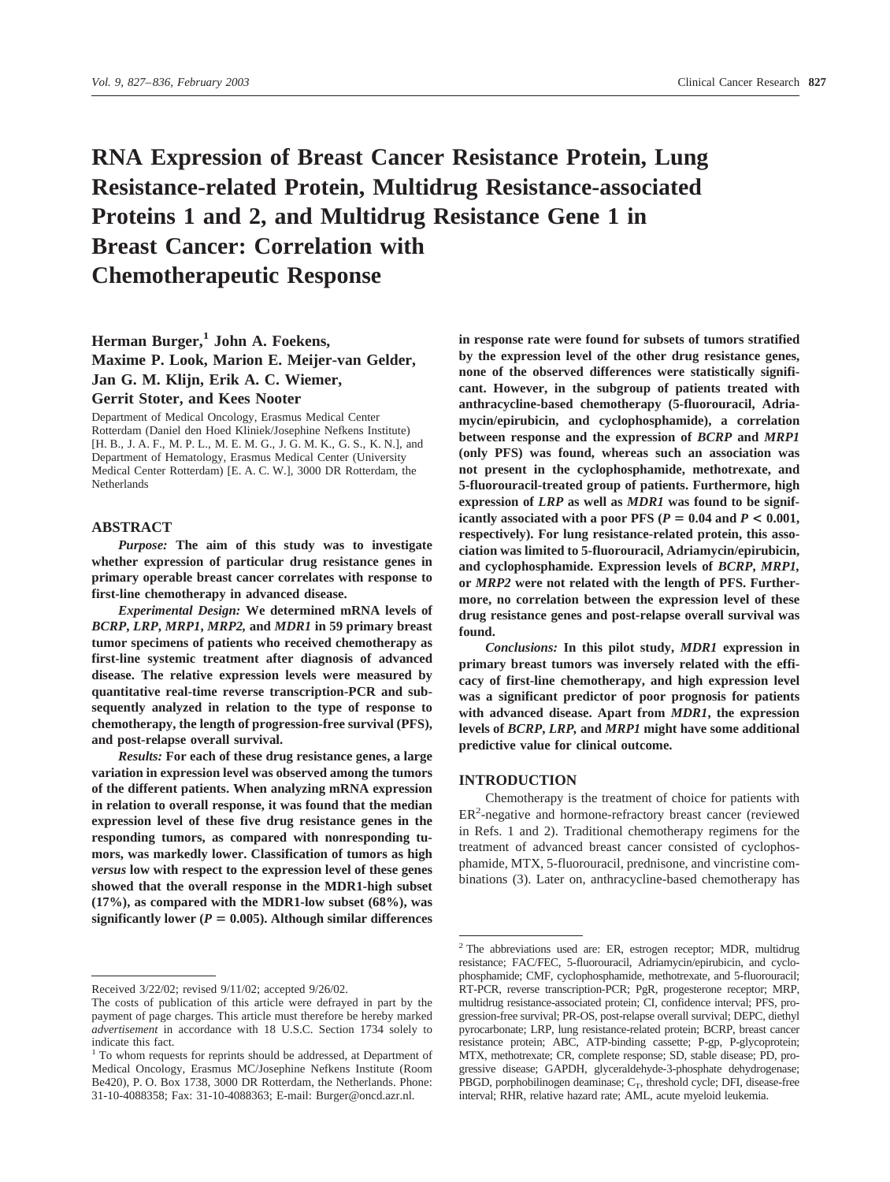# RNA Expression of Breast Cancer Resistance Protein, Lung Resistance-related Protein, Multidrug Resistance-associated Proteins 1 and 2, and Multidrug Resistance Gene 1 in Breast Cancer: Correlation with Chemotherapeutic Response

**Herman Burger,[1] John A. Foekens, Maxime P. Look, Marion E. Meijer-van Gelder, Jan G. M. Klijn, Erik A. C. Wiemer, Gerrit Stoter, and Kees Nooter**

Department of Medical Oncology, Erasmus Medical Center Rotterdam (Daniel den Hoed Kliniek/Josephine Nefkens Institute) [H. B., J. A. F., M. P. L., M. E. M. G., J. G. M. K., G. S., K. N.], and Department of Hematology, Erasmus Medical Center (University Medical Center Rotterdam) [E. A. C. W.], 3000 DR Rotterdam, the Netherlands

## ABSTRACT

*Purpose:* **The aim of this study was to investigate whether expression of particular drug resistance genes in primary operable breast cancer correlates with response to first-line chemotherapy in advanced disease.**

*Experimental Design:* **We determined mRNA levels of *BCRP*, *LRP*, *MRP1*, *MRP2*, and *MDR1* in 59 primary breast tumor specimens of patients who received chemotherapy as first-line systemic treatment after diagnosis of advanced disease. The relative expression levels were measured by quantitative real-time reverse transcription-PCR and subsequently analyzed in relation to the type of response to chemotherapy, the length of progression-free survival (PFS), and post-relapse overall survival.**

*Results:* **For each of these drug resistance genes, a large variation in expression level was observed among the tumors of the different patients. When analyzing mRNA expression in relation to overall response, it was found that the median expression level of these five drug resistance genes in the responding tumors, as compared with nonresponding tumors, was markedly lower. Classification of tumors as high *versus* low with respect to the expression level of these genes showed that the overall response in the MDR1-high subset (17%), as compared with the MDR1-low subset (68%), was significantly lower ($P = 0.005$). Although similar differences in response rate were found for subsets of tumors stratified by the expression level of the other drug resistance genes, none of the observed differences were statistically significant. However, in the subgroup of patients treated with anthracycline-based chemotherapy (5-fluorouracil, Adriamycin/epirubicin, and cyclophosphamide), a correlation between response and the expression of *BCRP* and *MRP1* (only PFS) was found, whereas such an association was not present in the cyclophosphamide, methotrexate, and 5-fluorouracil-treated group of patients. Furthermore, high expression of *LRP* as well as *MDR1* was found to be significantly associated with a poor PFS ($P = 0.04$ and $P < 0.001$, respectively). For lung resistance-related protein, this association was limited to 5-fluorouracil, Adriamycin/epirubicin, and cyclophosphamide. Expression levels of *BCRP*, *MRP1*, or *MRP2* were not related with the length of PFS. Furthermore, no correlation between the expression level of these drug resistance genes and post-relapse overall survival was found.**

*Conclusions:* **In this pilot study, *MDR1* expression in primary breast tumors was inversely related with the efficacy of first-line chemotherapy, and high expression level was a significant predictor of poor prognosis for patients with advanced disease. Apart from *MDR1*, the expression levels of *BCRP*, *LRP*, and *MRP1* might have some additional predictive value for clinical outcome.**

## INTRODUCTION

Chemotherapy is the treatment of choice for patients with ER[2]-negative and hormone-refractory breast cancer (reviewed in Refs. 1 and 2). Traditional chemotherapy regimens for the treatment of advanced breast cancer consisted of cyclophosphamide, MTX, 5-fluorouracil, prednisone, and vincristine combinations (3). Later on, anthracycline-based chemotherapy has

---

Received 3/22/02; revised 9/11/02; accepted 9/26/02.

The costs of publication of this article were defrayed in part by the payment of page charges. This article must therefore be hereby marked *advertisement* in accordance with 18 U.S.C. Section 1734 solely to indicate this fact.

[1] To whom requests for reprints should be addressed, at Department of Medical Oncology, Erasmus MC/Josephine Nefkens Institute (Room Be420), P. O. Box 1738, 3000 DR Rotterdam, the Netherlands. Phone: 31-10-4088358; Fax: 31-10-4088363; E-mail: Burger@oncd.azr.nl.

[2] The abbreviations used are: ER, estrogen receptor; MDR, multidrug resistance; FAC/FEC, 5-fluorouracil, Adriamycin/epirubicin, and cyclophosphamide; CMF, cyclophosphamide, methotrexate, and 5-fluorouracil; RT-PCR, reverse transcription-PCR; PgR, progesterone receptor; MRP, multidrug resistance-associated protein; CI, confidence interval; PFS, progression-free survival; PR-OS, post-relapse overall survival; DEPC, diethyl pyrocarbonate; LRP, lung resistance-related protein; BCRP, breast cancer resistance protein; ABC, ATP-binding cassette; P-gp, P-glycoprotein; MTX, methotrexate; CR, complete response; SD, stable disease; PD, progressive disease; GAPDH, glyceraldehyde-3-phosphate dehydrogenase; PBGD, porphobilinogen deaminase; $C_T$, threshold cycle; DFI, disease-free interval; RHR, relative hazard rate; AML, acute myeloid leukemia.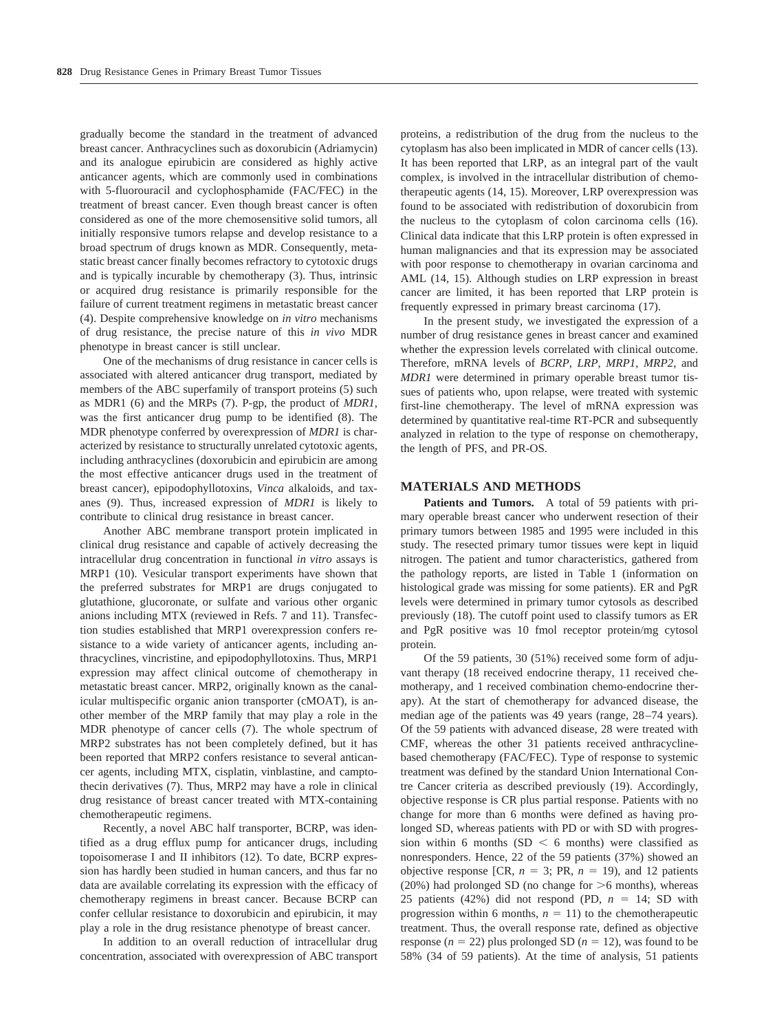gradually become the standard in the treatment of advanced breast cancer. Anthracyclines such as doxorubicin (Adriamycin) and its analogue epirubicin are considered as highly active anticancer agents, which are commonly used in combinations with 5-fluorouracil and cyclophosphamide (FAC/FEC) in the treatment of breast cancer. Even though breast cancer is often considered as one of the more chemosensitive solid tumors, all initially responsive tumors relapse and develop resistance to a broad spectrum of drugs known as MDR. Consequently, metastatic breast cancer finally becomes refractory to cytotoxic drugs and is typically incurable by chemotherapy (3). Thus, intrinsic or acquired drug resistance is primarily responsible for the failure of current treatment regimens in metastatic breast cancer (4). Despite comprehensive knowledge on *in vitro* mechanisms of drug resistance, the precise nature of this *in vivo* MDR phenotype in breast cancer is still unclear.

One of the mechanisms of drug resistance in cancer cells is associated with altered anticancer drug transport, mediated by members of the ABC superfamily of transport proteins (5) such as MDR1 (6) and the MRPs (7). P-gp, the product of *MDR1*, was the first anticancer drug pump to be identified (8). The MDR phenotype conferred by overexpression of *MDR1* is characterized by resistance to structurally unrelated cytotoxic agents, including anthracyclines (doxorubicin and epirubicin are among the most effective anticancer drugs used in the treatment of breast cancer), epipodophyllotoxins, *Vinca* alkaloids, and taxanes (9). Thus, increased expression of *MDR1* is likely to contribute to clinical drug resistance in breast cancer.

Another ABC membrane transport protein implicated in clinical drug resistance and capable of actively decreasing the intracellular drug concentration in functional *in vitro* assays is MRP1 (10). Vesicular transport experiments have shown that the preferred substrates for MRP1 are drugs conjugated to glutathione, glucoronate, or sulfate and various other organic anions including MTX (reviewed in Refs. 7 and 11). Transfection studies established that MRP1 overexpression confers resistance to a wide variety of anticancer agents, including anthracyclines, vincristine, and epipodophyllotoxins. Thus, MRP1 expression may affect clinical outcome of chemotherapy in metastatic breast cancer. MRP2, originally known as the canalicular multispecific organic anion transporter (cMOAT), is another member of the MRP family that may play a role in the MDR phenotype of cancer cells (7). The whole spectrum of MRP2 substrates has not been completely defined, but it has been reported that MRP2 confers resistance to several anticancer agents, including MTX, cisplatin, vinblastine, and camptothecin derivatives (7). Thus, MRP2 may have a role in clinical drug resistance of breast cancer treated with MTX-containing chemotherapeutic regimens.

Recently, a novel ABC half transporter, BCRP, was identified as a drug efflux pump for anticancer drugs, including topoisomerase I and II inhibitors (12). To date, BCRP expression has hardly been studied in human cancers, and thus far no data are available correlating its expression with the efficacy of chemotherapy regimens in breast cancer. Because BCRP can confer cellular resistance to doxorubicin and epirubicin, it may play a role in the drug resistance phenotype of breast cancer.

In addition to an overall reduction of intracellular drug concentration, associated with overexpression of ABC transport proteins, a redistribution of the drug from the nucleus to the cytoplasm has also been implicated in MDR of cancer cells (13). It has been reported that LRP, as an integral part of the vault complex, is involved in the intracellular distribution of chemotherapeutic agents (14, 15). Moreover, LRP overexpression was found to be associated with redistribution of doxorubicin from the nucleus to the cytoplasm of colon carcinoma cells (16). Clinical data indicate that this LRP protein is often expressed in human malignancies and that its expression may be associated with poor response to chemotherapy in ovarian carcinoma and AML (14, 15). Although studies on LRP expression in breast cancer are limited, it has been reported that LRP protein is frequently expressed in primary breast carcinoma (17).

In the present study, we investigated the expression of a number of drug resistance genes in breast cancer and examined whether the expression levels correlated with clinical outcome. Therefore, mRNA levels of *BCRP*, *LRP*, *MRP1*, *MRP2*, and *MDR1* were determined in primary operable breast tumor tissues of patients who, upon relapse, were treated with systemic first-line chemotherapy. The level of mRNA expression was determined by quantitative real-time RT-PCR and subsequently analyzed in relation to the type of response on chemotherapy, the length of PFS, and PR-OS.

## MATERIALS AND METHODS

**Patients and Tumors.** A total of 59 patients with primary operable breast cancer who underwent resection of their primary tumors between 1985 and 1995 were included in this study. The resected primary tumor tissues were kept in liquid nitrogen. The patient and tumor characteristics, gathered from the pathology reports, are listed in Table 1 (information on histological grade was missing for some patients). ER and PgR levels were determined in primary tumor cytosols as described previously (18). The cutoff point used to classify tumors as ER and PgR positive was 10 fmol receptor protein/mg cytosol protein.

Of the 59 patients, 30 (51%) received some form of adjuvant therapy (18 received endocrine therapy, 11 received chemotherapy, and 1 received combination chemo-endocrine therapy). At the start of chemotherapy for advanced disease, the median age of the patients was 49 years (range, 28–74 years). Of the 59 patients with advanced disease, 28 were treated with CMF, whereas the other 31 patients received anthracycline-based chemotherapy (FAC/FEC). Type of response to systemic treatment was defined by the standard Union International Contre Cancer criteria as described previously (19). Accordingly, objective response is CR plus partial response. Patients with no change for more than 6 months were defined as having prolonged SD, whereas patients with PD or with SD with progression within 6 months (SD $<$ 6 months) were classified as nonresponders. Hence, 22 of the 59 patients (37%) showed an objective response [CR, $n = 3$; PR, $n = 19$), and 12 patients (20%) had prolonged SD (no change for $>$6 months), whereas 25 patients (42%) did not respond (PD, $n = 14$; SD with progression within 6 months, $n = 11$) to the chemotherapeutic treatment. Thus, the overall response rate, defined as objective response ($n = 22$) plus prolonged SD ($n = 12$), was found to be 58% (34 of 59 patients). At the time of analysis, 51 patients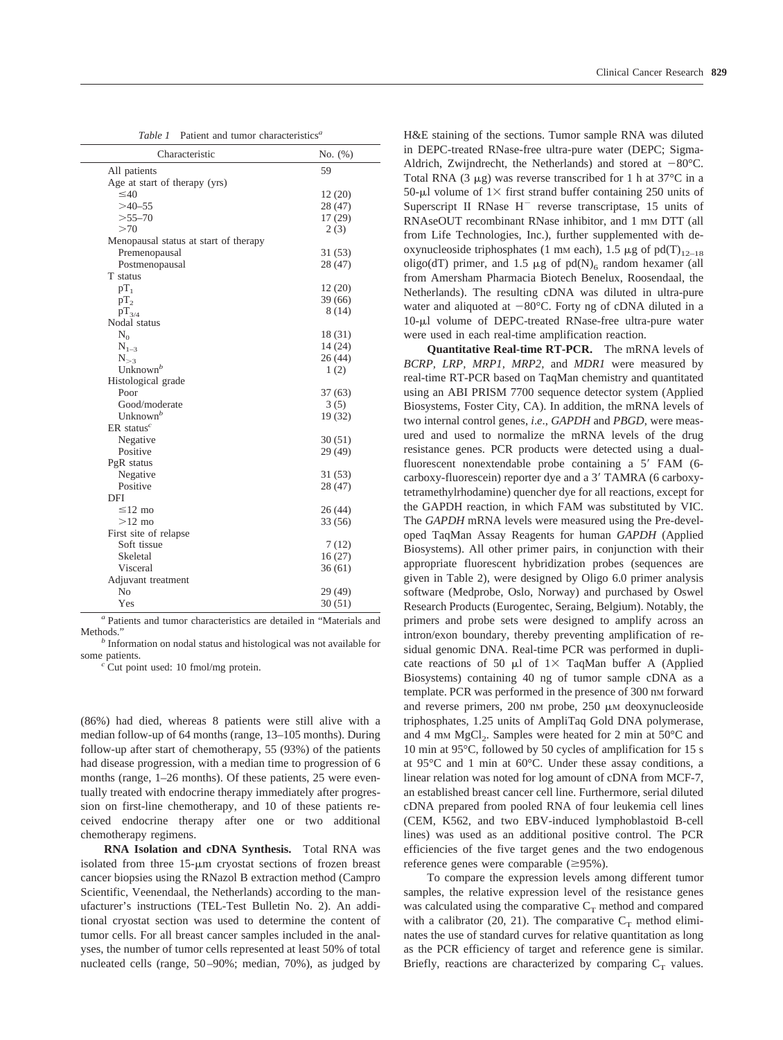*Table 1* Patient and tumor characteristics[a]

| Characteristic | No. (%) |
|---|---|
| All patients | 59 |
| Age at start of therapy (yrs) | |
| ≤40 | 12 (20) |
| >40–55 | 28 (47) |
| >55–70 | 17 (29) |
| >70 | 2 (3) |
| Menopausal status at start of therapy | |
| Premenopausal | 31 (53) |
| Postmenopausal | 28 (47) |
| T status | |
| $pT_1$ | 12 (20) |
| $pT_2$ | 39 (66) |
| $pT_{3/4}$ | 8 (14) |
| Nodal status | |
| $N_0$ | 18 (31) |
| $N_{1–3}$ | 14 (24) |
| $N_{>3}$ | 26 (44) |
| Unknown[b] | 1 (2) |
| Histological grade | |
| Poor | 37 (63) |
| Good/moderate | 3 (5) |
| Unknown[b] | 19 (32) |
| ER status[c] | |
| Negative | 30 (51) |
| Positive | 29 (49) |
| PgR status | |
| Negative | 31 (53) |
| Positive | 28 (47) |
| DFI | |
| ≤12 mo | 26 (44) |
| >12 mo | 33 (56) |
| First site of relapse | |
| Soft tissue | 7 (12) |
| Skeletal | 16 (27) |
| Visceral | 36 (61) |
| Adjuvant treatment | |
| No | 29 (49) |
| Yes | 30 (51) |

[a] Patients and tumor characteristics are detailed in "Materials and Methods."

[b] Information on nodal status and histological was not available for some patients.

[c] Cut point used: 10 fmol/mg protein.

(86%) had died, whereas 8 patients were still alive with a median follow-up of 64 months (range, 13–105 months). During follow-up after start of chemotherapy, 55 (93%) of the patients had disease progression, with a median time to progression of 6 months (range, 1–26 months). Of these patients, 25 were eventually treated with endocrine therapy immediately after progression on first-line chemotherapy, and 10 of these patients received endocrine therapy after one or two additional chemotherapy regimens.

**RNA Isolation and cDNA Synthesis.** Total RNA was isolated from three 15-μm cryostat sections of frozen breast cancer biopsies using the RNazol B extraction method (Campro Scientific, Veenendaal, the Netherlands) according to the manufacturer's instructions (TEL-Test Bulletin No. 2). An additional cryostat section was used to determine the content of tumor cells. For all breast cancer samples included in the analyses, the number of tumor cells represented at least 50% of total nucleated cells (range, 50–90%; median, 70%), as judged by H&E staining of the sections. Tumor sample RNA was diluted in DEPC-treated RNase-free ultra-pure water (DEPC; Sigma-Aldrich, Zwijndrecht, the Netherlands) and stored at −80°C. Total RNA (3 μg) was reverse transcribed for 1 h at 37°C in a 50-μl volume of 1× first strand buffer containing 250 units of Superscript II RNase $H^-$ reverse transcriptase, 15 units of RNAseOUT recombinant RNase inhibitor, and 1 mM DTT (all from Life Technologies, Inc.), further supplemented with deoxynucleoside triphosphates (1 mM each), 1.5 μg of $pd(T)_{12–18}$ oligo(dT) primer, and 1.5 μg of $pd(N)_6$ random hexamer (all from Amersham Pharmacia Biotech Benelux, Roosendaal, the Netherlands). The resulting cDNA was diluted in ultra-pure water and aliquoted at −80°C. Forty ng of cDNA diluted in a 10-μl volume of DEPC-treated RNase-free ultra-pure water were used in each real-time amplification reaction.

**Quantitative Real-time RT-PCR.** The mRNA levels of *BCRP*, *LRP*, *MRP1*, *MRP2*, and *MDR1* were measured by real-time RT-PCR based on TaqMan chemistry and quantitated using an ABI PRISM 7700 sequence detector system (Applied Biosystems, Foster City, CA). In addition, the mRNA levels of two internal control genes, *i.e.*, *GAPDH* and *PBGD*, were measured and used to normalize the mRNA levels of the drug resistance genes. PCR products were detected using a dual-fluorescent nonextendable probe containing a 5′ FAM (6-carboxy-fluorescein) reporter dye and a 3′ TAMRA (6 carboxy-tetramethylrhodamine) quencher dye for all reactions, except for the GAPDH reaction, in which FAM was substituted by VIC. The *GAPDH* mRNA levels were measured using the Pre-developed TaqMan Assay Reagents for human *GAPDH* (Applied Biosystems). All other primer pairs, in conjunction with their appropriate fluorescent hybridization probes (sequences are given in Table 2), were designed by Oligo 6.0 primer analysis software (Medprobe, Oslo, Norway) and purchased by Oswel Research Products (Eurogentec, Seraing, Belgium). Notably, the primers and probe sets were designed to amplify across an intron/exon boundary, thereby preventing amplification of residual genomic DNA. Real-time PCR was performed in duplicate reactions of 50 μl of 1× TaqMan buffer A (Applied Biosystems) containing 40 ng of tumor sample cDNA as a template. PCR was performed in the presence of 300 nM forward and reverse primers, 200 nM probe, 250 μM deoxynucleoside triphosphates, 1.25 units of AmpliTaq Gold DNA polymerase, and 4 mM $MgCl_2$. Samples were heated for 2 min at 50°C and 10 min at 95°C, followed by 50 cycles of amplification for 15 s at 95°C and 1 min at 60°C. Under these assay conditions, a linear relation was noted for log amount of cDNA from MCF-7, an established breast cancer cell line. Furthermore, serial diluted cDNA prepared from pooled RNA of four leukemia cell lines (CEM, K562, and two EBV-induced lymphoblastoid B-cell lines) was used as an additional positive control. The PCR efficiencies of the five target genes and the two endogenous reference genes were comparable (≥95%).

To compare the expression levels among different tumor samples, the relative expression level of the resistance genes was calculated using the comparative $C_T$ method and compared with a calibrator (20, 21). The comparative $C_T$ method eliminates the use of standard curves for relative quantitation as long as the PCR efficiency of target and reference gene is similar. Briefly, reactions are characterized by comparing $C_T$ values.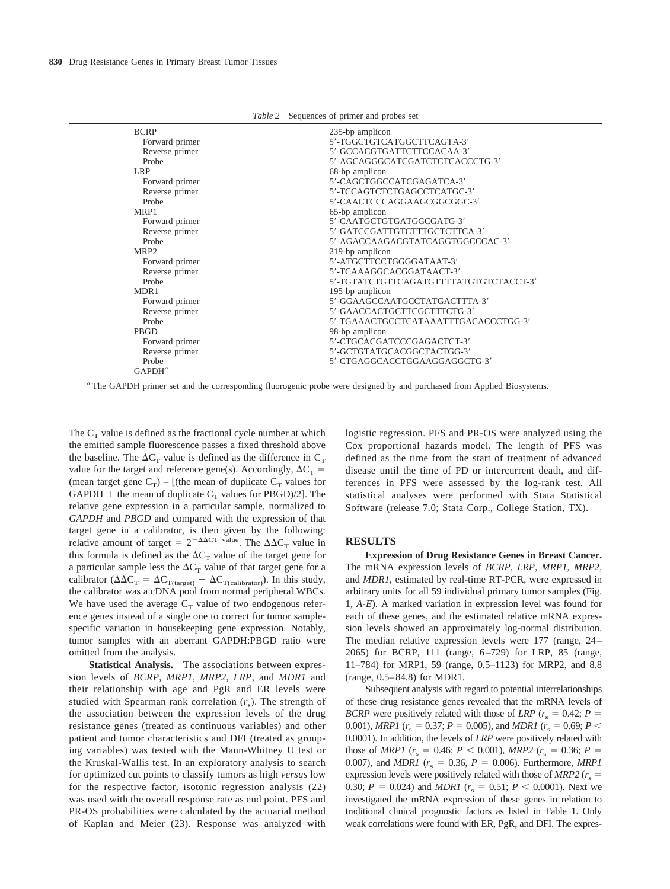*Table 2* Sequences of primer and probes set

| | |
|---|---|
| BCRP | 235-bp amplicon |
| Forward primer | 5′-TGGCTGTCATGGCTTCAGTA-3′ |
| Reverse primer | 5′-GCCACGTGATTCTTCCACAA-3′ |
| Probe | 5′-AGCAGGGCATCGATCTCTCACCCTG-3′ |
| LRP | 68-bp amplicon |
| Forward primer | 5′-CAGCTGGCCATCGAGATCA-3′ |
| Reverse primer | 5′-TCCAGTCTCTGAGCCTCATGC-3′ |
| Probe | 5′-CAACTCCCAGGAAGCGGCGGC-3′ |
| MRP1 | 65-bp amplicon |
| Forward primer | 5′-CAATGCTGTGATGGCGATG-3′ |
| Reverse primer | 5′-GATCCGATTGTCTTTGCTCTTCA-3′ |
| Probe | 5′-AGACCAAGACGTATCAGGTGGCCCAC-3′ |
| MRP2 | 219-bp amplicon |
| Forward primer | 5′-ATGCTTCCTGGGGATAAT-3′ |
| Reverse primer | 5′-TCAAAGGCACGGATAACT-3′ |
| Probe | 5′-TGTATCTGTTCAGATGTTTTATGTGTCTACCT-3′ |
| MDR1 | 195-bp amplicon |
| Forward primer | 5′-GGAAGCCAATGCCTATGACTTTA-3′ |
| Reverse primer | 5′-GAACCACTGCTTCGCTTTCTG-3′ |
| Probe | 5′-TGAAACTGCCTCATAAATTTGACACCCTGG-3′ |
| PBGD | 98-bp amplicon |
| Forward primer | 5′-CTGCACGATCCCGAGACTCT-3′ |
| Reverse primer | 5′-GCTGTATGCACGGCTACTGG-3′ |
| Probe | 5′-CTGAGGCACCTGGAAGGAGGCTG-3′ |
| GAPDH[a] | |

[a] The GAPDH primer set and the corresponding fluorogenic probe were designed by and purchased from Applied Biosystems.

The $C_T$ value is defined as the fractional cycle number at which the emitted sample fluorescence passes a fixed threshold above the baseline. The $\Delta C_T$ value is defined as the difference in $C_T$ value for the target and reference gene(s). Accordingly, $\Delta C_T$ = (mean target gene $C_T$) – [(the mean of duplicate $C_T$ values for GAPDH + the mean of duplicate $C_T$ values for PBGD)/2]. The relative gene expression in a particular sample, normalized to *GAPDH* and *PBGD* and compared with the expression of that target gene in a calibrator, is then given by the following: relative amount of target = $2^{-\Delta\Delta CT \text{ value}}$. The $\Delta\Delta C_T$ value in this formula is defined as the $\Delta C_T$ value of the target gene for a particular sample less the $\Delta C_T$ value of that target gene for a calibrator ($\Delta\Delta C_T = \Delta C_{T(\text{target})} - \Delta C_{T(\text{calibrator})}$). In this study, the calibrator was a cDNA pool from normal peripheral WBCs. We have used the average $C_T$ value of two endogenous reference genes instead of a single one to correct for tumor sample-specific variation in housekeeping gene expression. Notably, tumor samples with an aberrant GAPDH:PBGD ratio were omitted from the analysis.

**Statistical Analysis.** The associations between expression levels of *BCRP*, *MRP1*, *MRP2*, *LRP*, and *MDR1* and their relationship with age and PgR and ER levels were studied with Spearman rank correlation ($r_s$). The strength of the association between the expression levels of the drug resistance genes (treated as continuous variables) and other patient and tumor characteristics and DFI (treated as grouping variables) was tested with the Mann-Whitney U test or the Kruskal-Wallis test. In an exploratory analysis to search for optimized cut points to classify tumors as high *versus* low for the respective factor, isotonic regression analysis (22) was used with the overall response rate as end point. PFS and PR-OS probabilities were calculated by the actuarial method of Kaplan and Meier (23). Response was analyzed with logistic regression. PFS and PR-OS were analyzed using the Cox proportional hazards model. The length of PFS was defined as the time from the start of treatment of advanced disease until the time of PD or intercurrent death, and differences in PFS were assessed by the log-rank test. All statistical analyses were performed with Stata Statistical Software (release 7.0; Stata Corp., College Station, TX).

## RESULTS

**Expression of Drug Resistance Genes in Breast Cancer.** The mRNA expression levels of *BCRP*, *LRP*, *MRP1*, *MRP2*, and *MDR1*, estimated by real-time RT-PCR, were expressed in arbitrary units for all 59 individual primary tumor samples (Fig. 1, *A-E*). A marked variation in expression level was found for each of these genes, and the estimated relative mRNA expression levels showed an approximately log-normal distribution. The median relative expression levels were 177 (range, 24–2065) for BCRP, 111 (range, 6–729) for LRP, 85 (range, 11–784) for MRP1, 59 (range, 0.5–1123) for MRP2, and 8.8 (range, 0.5–84.8) for MDR1.

Subsequent analysis with regard to potential interrelationships of these drug resistance genes revealed that the mRNA levels of *BCRP* were positively related with those of *LRP* ($r_s$ = 0.42; $P$ = 0.001), *MRP1* ($r_s$ = 0.37; $P$ = 0.005), and *MDR1* ($r_s$ = 0.69; $P <$ 0.0001). In addition, the levels of *LRP* were positively related with those of *MRP1* ($r_s$ = 0.46; $P <$ 0.001), *MRP2* ($r_s$ = 0.36; $P$ = 0.007), and *MDR1* ($r_s$ = 0.36, $P$ = 0.006). Furthermore, *MRP1* expression levels were positively related with those of *MRP2* ($r_s$ = 0.30; $P$ = 0.024) and *MDR1* ($r_s$ = 0.51; $P <$ 0.0001). Next we investigated the mRNA expression of these genes in relation to traditional clinical prognostic factors as listed in Table 1. Only weak correlations were found with ER, PgR, and DFI. The expres-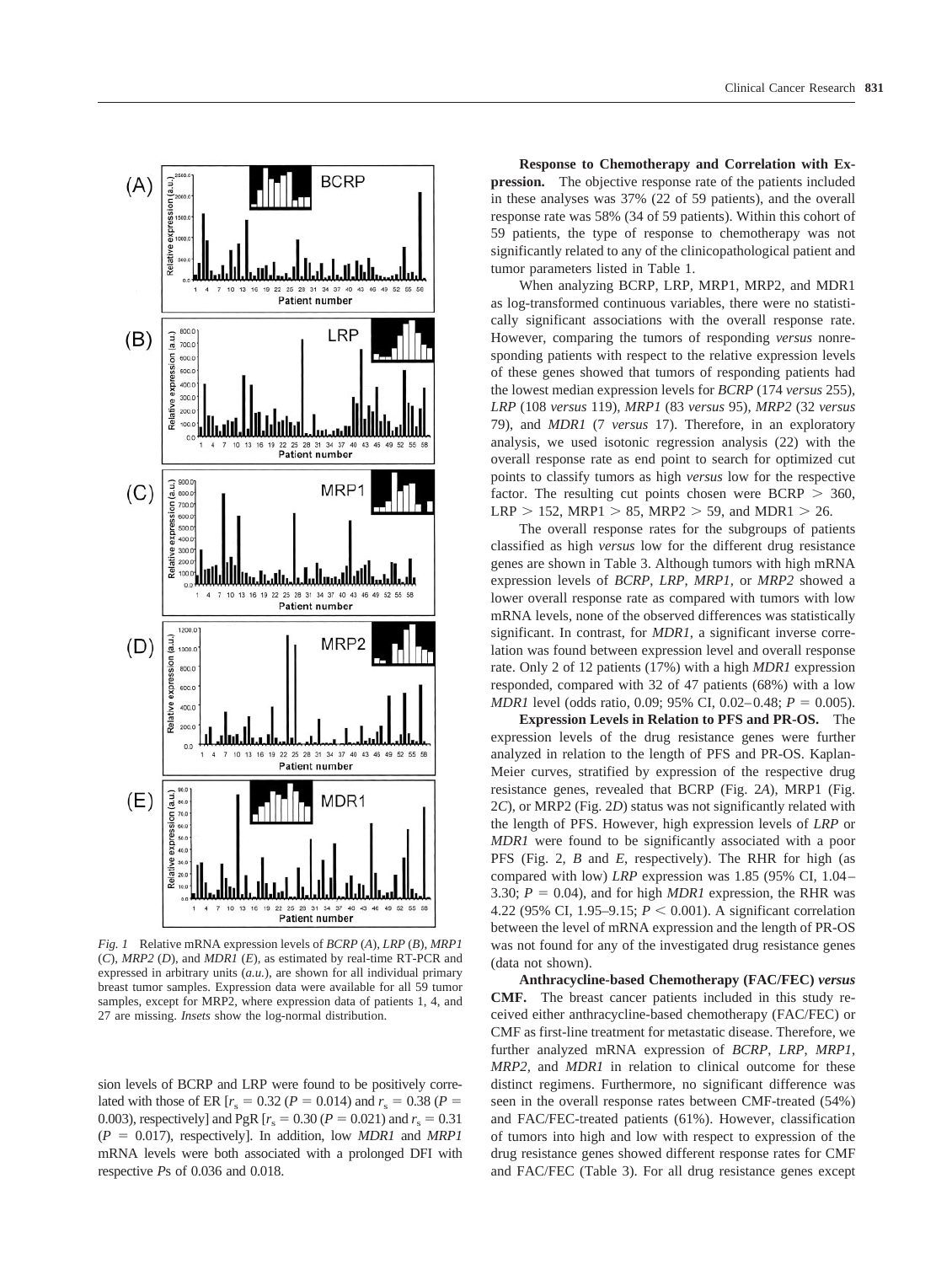*Fig. 1* Relative mRNA expression levels of *BCRP* (*A*), *LRP* (*B*), *MRP1* (*C*), *MRP2* (*D*), and *MDR1* (*E*), as estimated by real-time RT-PCR and expressed in arbitrary units (*a.u.*), are shown for all individual primary breast tumor samples. Expression data were available for all 59 tumor samples, except for MRP2, where expression data of patients 1, 4, and 27 are missing. *Insets* show the log-normal distribution.

sion levels of BCRP and LRP were found to be positively correlated with those of ER [$r_s = 0.32$ ($P = 0.014$) and $r_s = 0.38$ ($P = 0.003$), respectively] and PgR [$r_s = 0.30$ ($P = 0.021$) and $r_s = 0.31$ ($P = 0.017$), respectively]. In addition, low *MDR1* and *MRP1* mRNA levels were both associated with a prolonged DFI with respective *P*s of 0.036 and 0.018.

**Response to Chemotherapy and Correlation with Expression.** The objective response rate of the patients included in these analyses was 37% (22 of 59 patients), and the overall response rate was 58% (34 of 59 patients). Within this cohort of 59 patients, the type of response to chemotherapy was not significantly related to any of the clinicopathological patient and tumor parameters listed in Table 1.

When analyzing BCRP, LRP, MRP1, MRP2, and MDR1 as log-transformed continuous variables, there were no statistically significant associations with the overall response rate. However, comparing the tumors of responding *versus* nonresponding patients with respect to the relative expression levels of these genes showed that tumors of responding patients had the lowest median expression levels for *BCRP* (174 *versus* 255), *LRP* (108 *versus* 119), *MRP1* (83 *versus* 95), *MRP2* (32 *versus* 79), and *MDR1* (7 *versus* 17). Therefore, in an exploratory analysis, we used isotonic regression analysis (22) with the overall response rate as end point to search for optimized cut points to classify tumors as high *versus* low for the respective factor. The resulting cut points chosen were BCRP > 360, LRP > 152, MRP1 > 85, MRP2 > 59, and MDR1 > 26.

The overall response rates for the subgroups of patients classified as high *versus* low for the different drug resistance genes are shown in Table 3. Although tumors with high mRNA expression levels of *BCRP*, *LRP*, *MRP1*, or *MRP2* showed a lower overall response rate as compared with tumors with low mRNA levels, none of the observed differences was statistically significant. In contrast, for *MDR1*, a significant inverse correlation was found between expression level and overall response rate. Only 2 of 12 patients (17%) with a high *MDR1* expression responded, compared with 32 of 47 patients (68%) with a low *MDR1* level (odds ratio, 0.09; 95% CI, 0.02–0.48; $P = 0.005$).

**Expression Levels in Relation to PFS and PR-OS.** The expression levels of the drug resistance genes were further analyzed in relation to the length of PFS and PR-OS. Kaplan-Meier curves, stratified by expression of the respective drug resistance genes, revealed that BCRP (Fig. 2*A*), MRP1 (Fig. 2*C*), or MRP2 (Fig. 2*D*) status was not significantly related with the length of PFS. However, high expression levels of *LRP* or *MDR1* were found to be significantly associated with a poor PFS (Fig. 2, *B* and *E*, respectively). The RHR for high (as compared with low) *LRP* expression was 1.85 (95% CI, 1.04–3.30; $P = 0.04$), and for high *MDR1* expression, the RHR was 4.22 (95% CI, 1.95–9.15; $P < 0.001$). A significant correlation between the level of mRNA expression and the length of PR-OS was not found for any of the investigated drug resistance genes (data not shown).

**Anthracycline-based Chemotherapy (FAC/FEC) *versus* CMF.** The breast cancer patients included in this study received either anthracycline-based chemotherapy (FAC/FEC) or CMF as first-line treatment for metastatic disease. Therefore, we further analyzed mRNA expression of *BCRP*, *LRP*, *MRP1*, *MRP2*, and *MDR1* in relation to clinical outcome for these distinct regimens. Furthermore, no significant difference was seen in the overall response rates between CMF-treated (54%) and FAC/FEC-treated patients (61%). However, classification of tumors into high and low with respect to expression of the drug resistance genes showed different response rates for CMF and FAC/FEC (Table 3). For all drug resistance genes except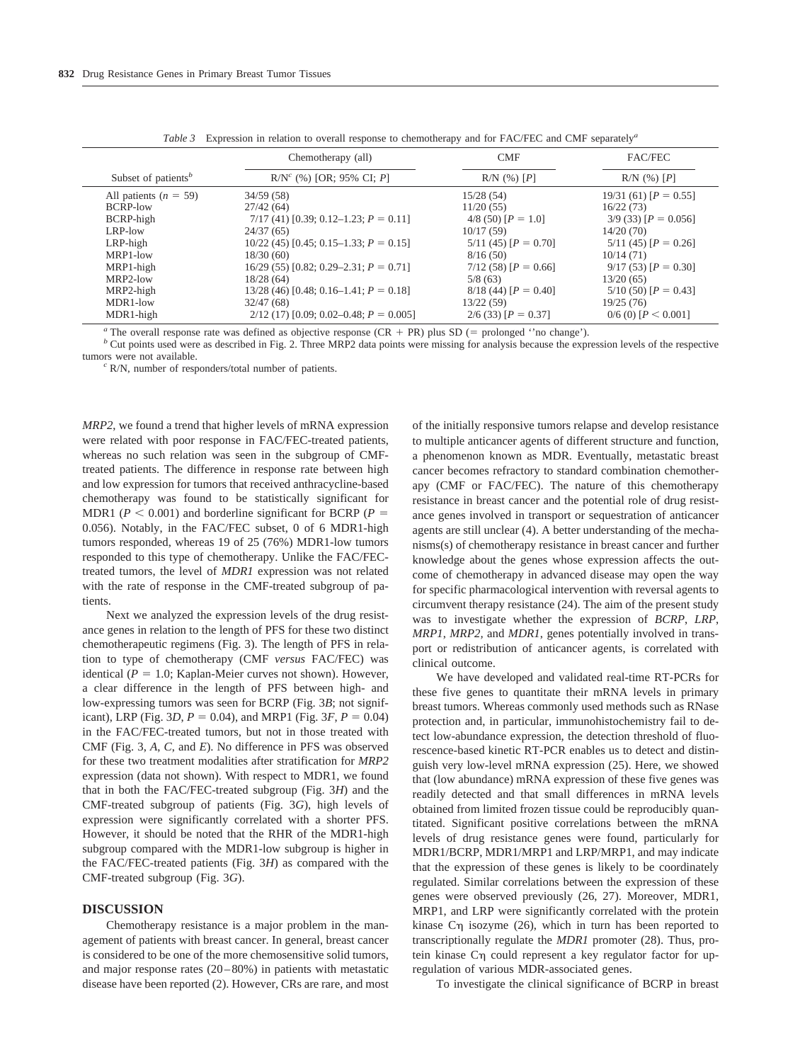*Table 3* Expression in relation to overall response to chemotherapy and for FAC/FEC and CMF separately[a]

| Subset of patients[b] | Chemotherapy (all) | CMF | FAC/FEC |
|---|---|---|---|
| | R/N[c] (%) [OR; 95% CI; *P*] | R/N (%) [*P*] | R/N (%) [*P*] |
| All patients ($n = 59$) | 34/59 (58) | 15/28 (54) | 19/31 (61) [$P = 0.55$] |
| BCRP-low | 27/42 (64) | 11/20 (55) | 16/22 (73) |
| BCRP-high | 7/17 (41) [0.39; 0.12–1.23; $P = 0.11$] | 4/8 (50) [$P = 1.0$] | 3/9 (33) [$P = 0.056$] |
| LRP-low | 24/37 (65) | 10/17 (59) | 14/20 (70) |
| LRP-high | 10/22 (45) [0.45; 0.15–1.33; $P = 0.15$] | 5/11 (45) [$P = 0.70$] | 5/11 (45) [$P = 0.26$] |
| MRP1-low | 18/30 (60) | 8/16 (50) | 10/14 (71) |
| MRP1-high | 16/29 (55) [0.82; 0.29–2.31; $P = 0.71$] | 7/12 (58) [$P = 0.66$] | 9/17 (53) [$P = 0.30$] |
| MRP2-low | 18/28 (64) | 5/8 (63) | 13/20 (65) |
| MRP2-high | 13/28 (46) [0.48; 0.16–1.41; $P = 0.18$] | 8/18 (44) [$P = 0.40$] | 5/10 (50) [$P = 0.43$] |
| MDR1-low | 32/47 (68) | 13/22 (59) | 19/25 (76) |
| MDR1-high | 2/12 (17) [0.09; 0.02–0.48; $P = 0.005$] | 2/6 (33) [$P = 0.37$] | 0/6 (0) [$P < 0.001$] |

[a] The overall response rate was defined as objective response (CR + PR) plus SD (= prolonged ''no change').

[b] Cut points used were as described in Fig. 2. Three MRP2 data points were missing for analysis because the expression levels of the respective tumors were not available.

[c] R/N, number of responders/total number of patients.

*MRP2*, we found a trend that higher levels of mRNA expression were related with poor response in FAC/FEC-treated patients, whereas no such relation was seen in the subgroup of CMF-treated patients. The difference in response rate between high and low expression for tumors that received anthracycline-based chemotherapy was found to be statistically significant for MDR1 ($P < 0.001$) and borderline significant for BCRP ($P = 0.056$). Notably, in the FAC/FEC subset, 0 of 6 MDR1-high tumors responded, whereas 19 of 25 (76%) MDR1-low tumors responded to this type of chemotherapy. Unlike the FAC/FEC-treated tumors, the level of *MDR1* expression was not related with the rate of response in the CMF-treated subgroup of patients.

Next we analyzed the expression levels of the drug resistance genes in relation to the length of PFS for these two distinct chemotherapeutic regimens (Fig. 3). The length of PFS in relation to type of chemotherapy (CMF *versus* FAC/FEC) was identical ($P = 1.0$; Kaplan-Meier curves not shown). However, a clear difference in the length of PFS between high- and low-expressing tumors was seen for BCRP (Fig. 3*B*; not significant), LRP (Fig. 3*D*, $P = 0.04$), and MRP1 (Fig. 3*F*, $P = 0.04$) in the FAC/FEC-treated tumors, but not in those treated with CMF (Fig. 3, *A*, *C*, and *E*). No difference in PFS was observed for these two treatment modalities after stratification for *MRP2* expression (data not shown). With respect to MDR1, we found that in both the FAC/FEC-treated subgroup (Fig. 3*H*) and the CMF-treated subgroup of patients (Fig. 3*G*), high levels of expression were significantly correlated with a shorter PFS. However, it should be noted that the RHR of the MDR1-high subgroup compared with the MDR1-low subgroup is higher in the FAC/FEC-treated patients (Fig. 3*H*) as compared with the CMF-treated subgroup (Fig. 3*G*).

## DISCUSSION

Chemotherapy resistance is a major problem in the management of patients with breast cancer. In general, breast cancer is considered to be one of the more chemosensitive solid tumors, and major response rates (20–80%) in patients with metastatic disease have been reported (2). However, CRs are rare, and most of the initially responsive tumors relapse and develop resistance to multiple anticancer agents of different structure and function, a phenomenon known as MDR. Eventually, metastatic breast cancer becomes refractory to standard combination chemotherapy (CMF or FAC/FEC). The nature of this chemotherapy resistance in breast cancer and the potential role of drug resistance genes involved in transport or sequestration of anticancer agents are still unclear (4). A better understanding of the mechanisms(s) of chemotherapy resistance in breast cancer and further knowledge about the genes whose expression affects the outcome of chemotherapy in advanced disease may open the way for specific pharmacological intervention with reversal agents to circumvent therapy resistance (24). The aim of the present study was to investigate whether the expression of *BCRP*, *LRP*, *MRP1*, *MRP2*, and *MDR1*, genes potentially involved in transport or redistribution of anticancer agents, is correlated with clinical outcome.

We have developed and validated real-time RT-PCRs for these five genes to quantitate their mRNA levels in primary breast tumors. Whereas commonly used methods such as RNase protection and, in particular, immunohistochemistry fail to detect low-abundance expression, the detection threshold of fluorescence-based kinetic RT-PCR enables us to detect and distinguish very low-level mRNA expression (25). Here, we showed that (low abundance) mRNA expression of these five genes was readily detected and that small differences in mRNA levels obtained from limited frozen tissue could be reproducibly quantitated. Significant positive correlations between the mRNA levels of drug resistance genes were found, particularly for MDR1/BCRP, MDR1/MRP1 and LRP/MRP1, and may indicate that the expression of these genes is likely to be coordinately regulated. Similar correlations between the expression of these genes were observed previously (26, 27). Moreover, MDR1, MRP1, and LRP were significantly correlated with the protein kinase C$\eta$ isozyme (26), which in turn has been reported to transcriptionally regulate the *MDR1* promoter (28). Thus, protein kinase C$\eta$ could represent a key regulator factor for upregulation of various MDR-associated genes.

To investigate the clinical significance of BCRP in breast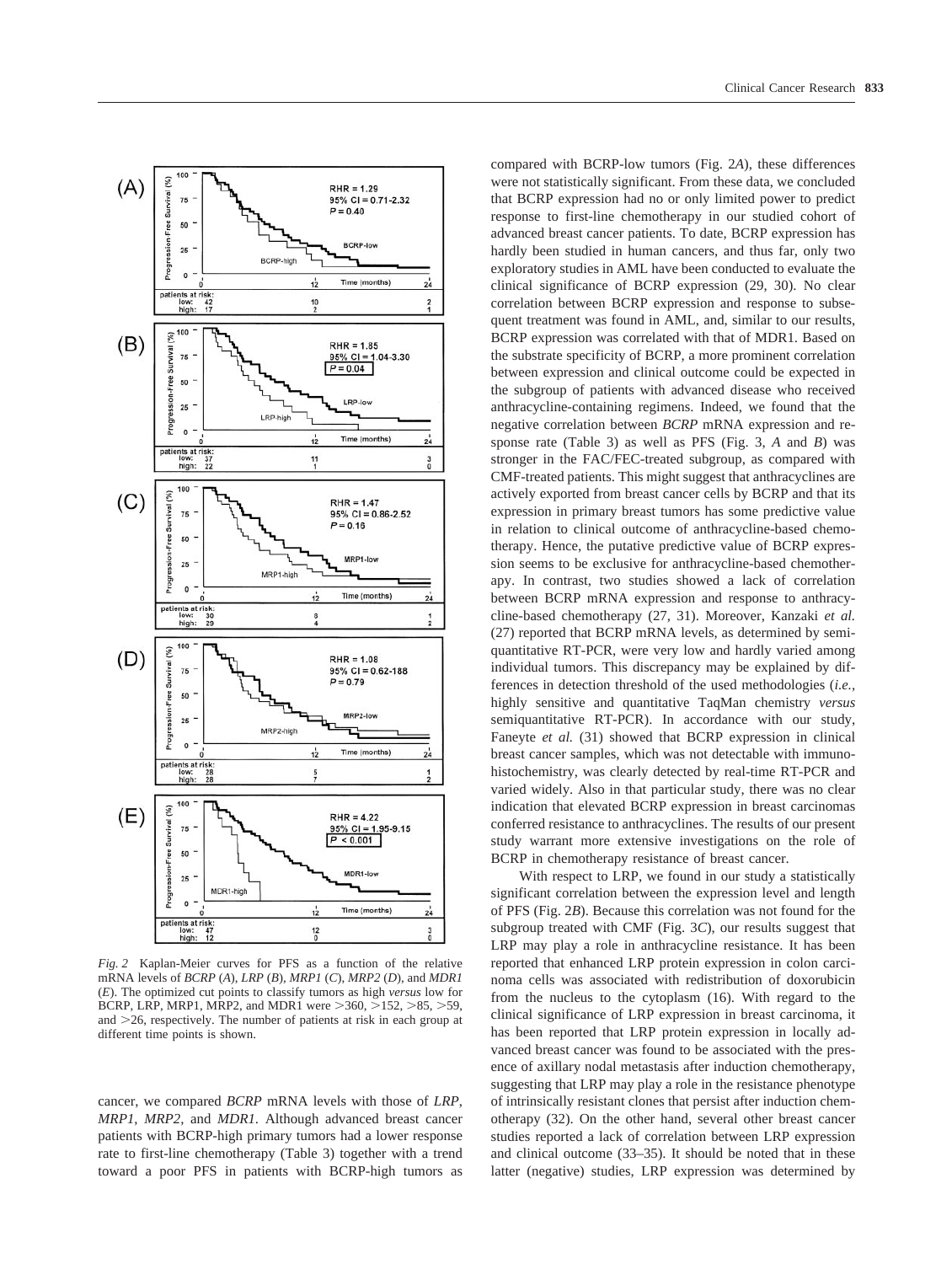*Fig. 2* Kaplan-Meier curves for PFS as a function of the relative mRNA levels of *BCRP* (*A*), *LRP* (*B*), *MRP1* (*C*), *MRP2* (*D*), and *MDR1* (*E*). The optimized cut points to classify tumors as high *versus* low for BCRP, LRP, MRP1, MRP2, and MDR1 were >360, >152, >85, >59, and >26, respectively. The number of patients at risk in each group at different time points is shown.

cancer, we compared *BCRP* mRNA levels with those of *LRP*, *MRP1*, *MRP2*, and *MDR1*. Although advanced breast cancer patients with BCRP-high primary tumors had a lower response rate to first-line chemotherapy (Table 3) together with a trend toward a poor PFS in patients with BCRP-high tumors as compared with BCRP-low tumors (Fig. 2*A*), these differences were not statistically significant. From these data, we concluded that BCRP expression had no or only limited power to predict response to first-line chemotherapy in our studied cohort of advanced breast cancer patients. To date, BCRP expression has hardly been studied in human cancers, and thus far, only two exploratory studies in AML have been conducted to evaluate the clinical significance of BCRP expression (29, 30). No clear correlation between BCRP expression and response to subsequent treatment was found in AML, and, similar to our results, BCRP expression was correlated with that of MDR1. Based on the substrate specificity of BCRP, a more prominent correlation between expression and clinical outcome could be expected in the subgroup of patients with advanced disease who received anthracycline-containing regimens. Indeed, we found that the negative correlation between *BCRP* mRNA expression and response rate (Table 3) as well as PFS (Fig. 3, *A* and *B*) was stronger in the FAC/FEC-treated subgroup, as compared with CMF-treated patients. This might suggest that anthracyclines are actively exported from breast cancer cells by BCRP and that its expression in primary breast tumors has some predictive value in relation to clinical outcome of anthracycline-based chemotherapy. Hence, the putative predictive value of BCRP expression seems to be exclusive for anthracycline-based chemotherapy. In contrast, two studies showed a lack of correlation between BCRP mRNA expression and response to anthracycline-based chemotherapy (27, 31). Moreover, Kanzaki *et al.* (27) reported that BCRP mRNA levels, as determined by semiquantitative RT-PCR, were very low and hardly varied among individual tumors. This discrepancy may be explained by differences in detection threshold of the used methodologies (*i.e.*, highly sensitive and quantitative TaqMan chemistry *versus* semiquantitative RT-PCR). In accordance with our study, Faneyte *et al.* (31) showed that BCRP expression in clinical breast cancer samples, which was not detectable with immunohistochemistry, was clearly detected by real-time RT-PCR and varied widely. Also in that particular study, there was no clear indication that elevated BCRP expression in breast carcinomas conferred resistance to anthracyclines. The results of our present study warrant more extensive investigations on the role of BCRP in chemotherapy resistance of breast cancer.

With respect to LRP, we found in our study a statistically significant correlation between the expression level and length of PFS (Fig. 2*B*). Because this correlation was not found for the subgroup treated with CMF (Fig. 3*C*), our results suggest that LRP may play a role in anthracycline resistance. It has been reported that enhanced LRP protein expression in colon carcinoma cells was associated with redistribution of doxorubicin from the nucleus to the cytoplasm (16). With regard to the clinical significance of LRP expression in breast carcinoma, it has been reported that LRP protein expression in locally advanced breast cancer was found to be associated with the presence of axillary nodal metastasis after induction chemotherapy, suggesting that LRP may play a role in the resistance phenotype of intrinsically resistant clones that persist after induction chemotherapy (32). On the other hand, several other breast cancer studies reported a lack of correlation between LRP expression and clinical outcome (33–35). It should be noted that in these latter (negative) studies, LRP expression was determined by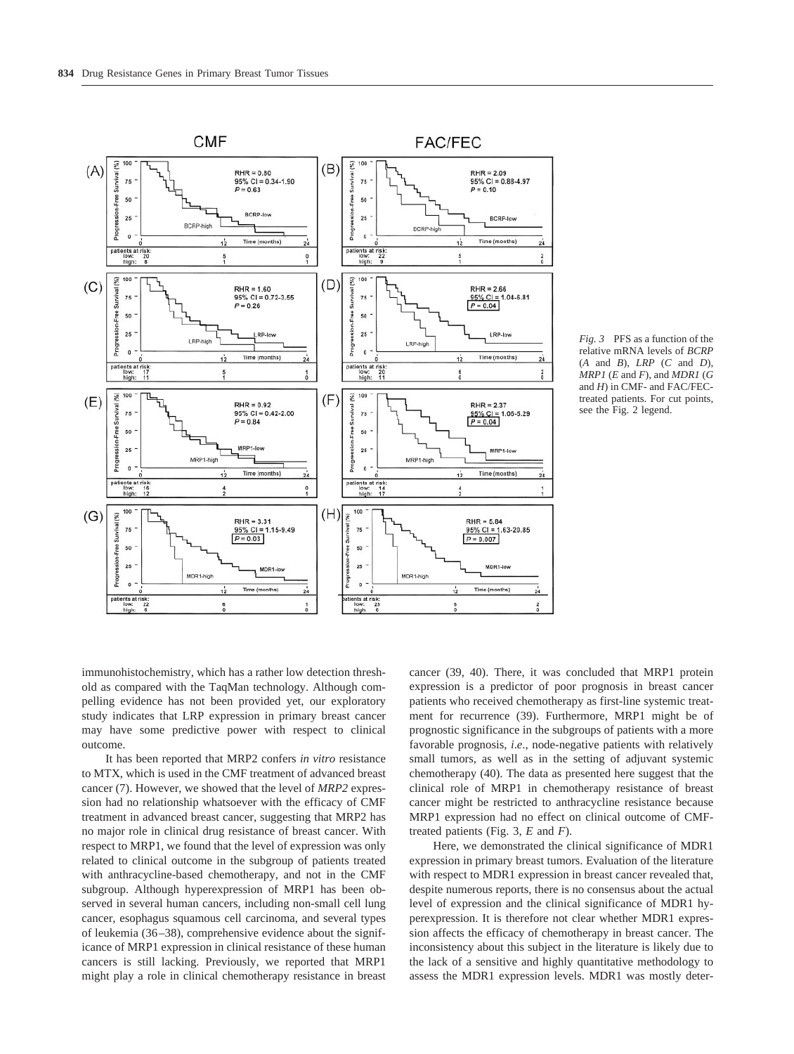*Fig. 3* PFS as a function of the relative mRNA levels of *BCRP* (*A* and *B*), *LRP* (*C* and *D*), *MRP1* (*E* and *F*), and *MDR1* (*G* and *H*) in CMF- and FAC/FEC-treated patients. For cut points, see the Fig. 2 legend.

immunohistochemistry, which has a rather low detection threshold as compared with the TaqMan technology. Although compelling evidence has not been provided yet, our exploratory study indicates that LRP expression in primary breast cancer may have some predictive power with respect to clinical outcome.

It has been reported that MRP2 confers *in vitro* resistance to MTX, which is used in the CMF treatment of advanced breast cancer (7). However, we showed that the level of *MRP2* expression had no relationship whatsoever with the efficacy of CMF treatment in advanced breast cancer, suggesting that MRP2 has no major role in clinical drug resistance of breast cancer. With respect to MRP1, we found that the level of expression was only related to clinical outcome in the subgroup of patients treated with anthracycline-based chemotherapy, and not in the CMF subgroup. Although hyperexpression of MRP1 has been observed in several human cancers, including non-small cell lung cancer, esophagus squamous cell carcinoma, and several types of leukemia (36–38), comprehensive evidence about the significance of MRP1 expression in clinical resistance of these human cancers is still lacking. Previously, we reported that MRP1 might play a role in clinical chemotherapy resistance in breast cancer (39, 40). There, it was concluded that MRP1 protein expression is a predictor of poor prognosis in breast cancer patients who received chemotherapy as first-line systemic treatment for recurrence (39). Furthermore, MRP1 might be of prognostic significance in the subgroups of patients with a more favorable prognosis, *i.e.*, node-negative patients with relatively small tumors, as well as in the setting of adjuvant systemic chemotherapy (40). The data as presented here suggest that the clinical role of MRP1 in chemotherapy resistance of breast cancer might be restricted to anthracycline resistance because MRP1 expression had no effect on clinical outcome of CMF-treated patients (Fig. 3, *E* and *F*).

Here, we demonstrated the clinical significance of MDR1 expression in primary breast tumors. Evaluation of the literature with respect to MDR1 expression in breast cancer revealed that, despite numerous reports, there is no consensus about the actual level of expression and the clinical significance of MDR1 hyperexpression. It is therefore not clear whether MDR1 expression affects the efficacy of chemotherapy in breast cancer. The inconsistency about this subject in the literature is likely due to the lack of a sensitive and highly quantitative methodology to assess the MDR1 expression levels. MDR1 was mostly deter-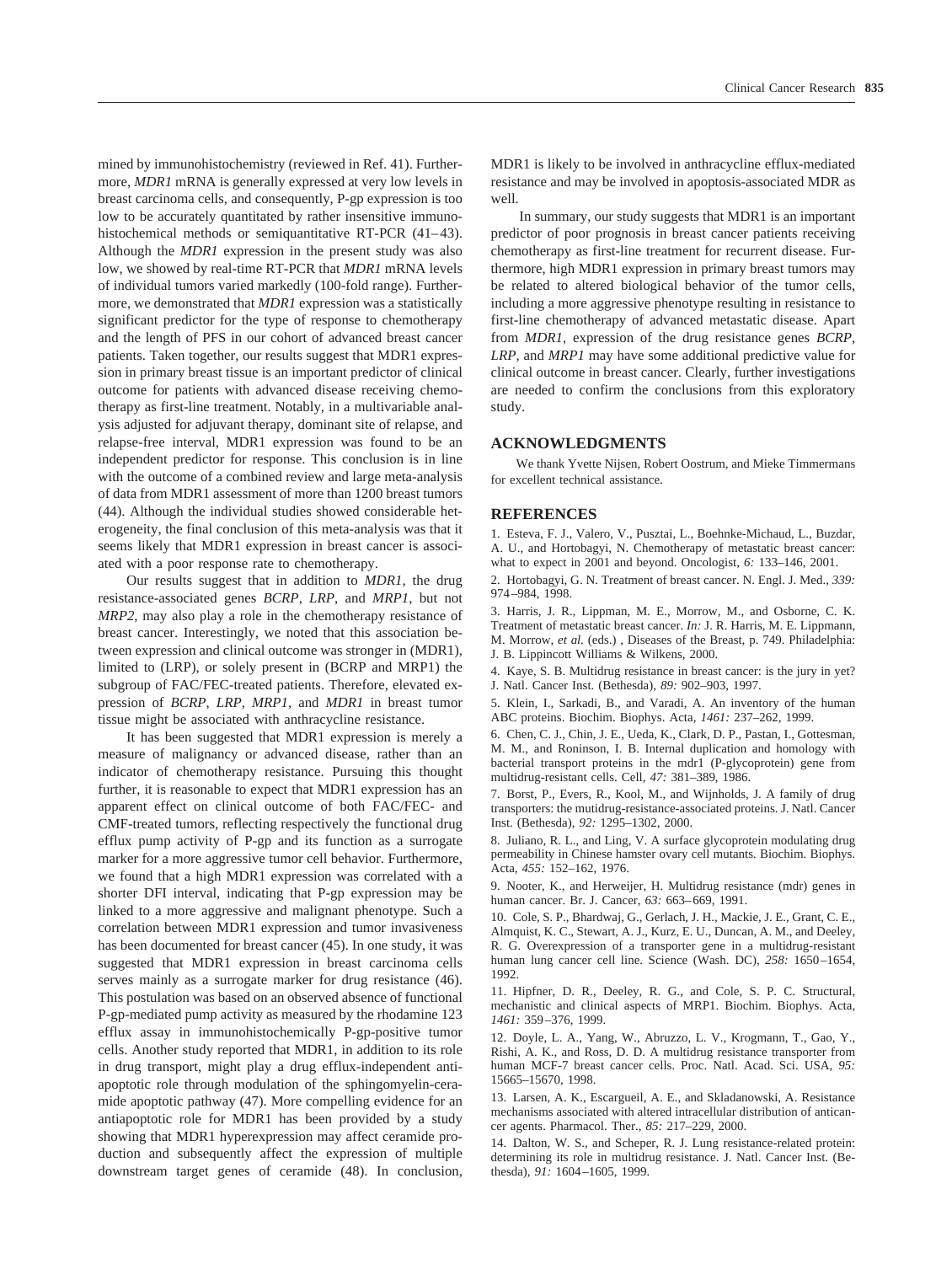mined by immunohistochemistry (reviewed in Ref. 41). Furthermore, *MDR1* mRNA is generally expressed at very low levels in breast carcinoma cells, and consequently, P-gp expression is too low to be accurately quantitated by rather insensitive immunohistochemical methods or semiquantitative RT-PCR (41–43). Although the *MDR1* expression in the present study was also low, we showed by real-time RT-PCR that *MDR1* mRNA levels of individual tumors varied markedly (100-fold range). Furthermore, we demonstrated that *MDR1* expression was a statistically significant predictor for the type of response to chemotherapy and the length of PFS in our cohort of advanced breast cancer patients. Taken together, our results suggest that MDR1 expression in primary breast tissue is an important predictor of clinical outcome for patients with advanced disease receiving chemotherapy as first-line treatment. Notably, in a multivariable analysis adjusted for adjuvant therapy, dominant site of relapse, and relapse-free interval, MDR1 expression was found to be an independent predictor for response. This conclusion is in line with the outcome of a combined review and large meta-analysis of data from MDR1 assessment of more than 1200 breast tumors (44). Although the individual studies showed considerable heterogeneity, the final conclusion of this meta-analysis was that it seems likely that MDR1 expression in breast cancer is associated with a poor response rate to chemotherapy.

Our results suggest that in addition to *MDR1*, the drug resistance-associated genes *BCRP*, *LRP*, and *MRP1*, but not *MRP2*, may also play a role in the chemotherapy resistance of breast cancer. Interestingly, we noted that this association between expression and clinical outcome was stronger in (MDR1), limited to (LRP), or solely present in (BCRP and MRP1) the subgroup of FAC/FEC-treated patients. Therefore, elevated expression of *BCRP*, *LRP*, *MRP1*, and *MDR1* in breast tumor tissue might be associated with anthracycline resistance.

It has been suggested that MDR1 expression is merely a measure of malignancy or advanced disease, rather than an indicator of chemotherapy resistance. Pursuing this thought further, it is reasonable to expect that MDR1 expression has an apparent effect on clinical outcome of both FAC/FEC- and CMF-treated tumors, reflecting respectively the functional drug efflux pump activity of P-gp and its function as a surrogate marker for a more aggressive tumor cell behavior. Furthermore, we found that a high MDR1 expression was correlated with a shorter DFI interval, indicating that P-gp expression may be linked to a more aggressive and malignant phenotype. Such a correlation between MDR1 expression and tumor invasiveness has been documented for breast cancer (45). In one study, it was suggested that MDR1 expression in breast carcinoma cells serves mainly as a surrogate marker for drug resistance (46). This postulation was based on an observed absence of functional P-gp-mediated pump activity as measured by the rhodamine 123 efflux assay in immunohistochemically P-gp-positive tumor cells. Another study reported that MDR1, in addition to its role in drug transport, might play a drug efflux-independent antiapoptotic role through modulation of the sphingomyelin-ceramide apoptotic pathway (47). More compelling evidence for an antiapoptotic role for MDR1 has been provided by a study showing that MDR1 hyperexpression may affect ceramide production and subsequently affect the expression of multiple downstream target genes of ceramide (48). In conclusion, MDR1 is likely to be involved in anthracycline efflux-mediated resistance and may be involved in apoptosis-associated MDR as well.

In summary, our study suggests that MDR1 is an important predictor of poor prognosis in breast cancer patients receiving chemotherapy as first-line treatment for recurrent disease. Furthermore, high MDR1 expression in primary breast tumors may be related to altered biological behavior of the tumor cells, including a more aggressive phenotype resulting in resistance to first-line chemotherapy of advanced metastatic disease. Apart from *MDR1*, expression of the drug resistance genes *BCRP*, *LRP*, and *MRP1* may have some additional predictive value for clinical outcome in breast cancer. Clearly, further investigations are needed to confirm the conclusions from this exploratory study.

## ACKNOWLEDGMENTS

We thank Yvette Nijsen, Robert Oostrum, and Mieke Timmermans for excellent technical assistance.

## REFERENCES

1. Esteva, F. J., Valero, V., Pusztai, L., Boehnke-Michaud, L., Buzdar, A. U., and Hortobagyi, N. Chemotherapy of metastatic breast cancer: what to expect in 2001 and beyond. Oncologist, *6:* 133–146, 2001.

2. Hortobagyi, G. N. Treatment of breast cancer. N. Engl. J. Med., *339:* 974–984, 1998.

3. Harris, J. R., Lippman, M. E., Morrow, M., and Osborne, C. K. Treatment of metastatic breast cancer. *In:* J. R. Harris, M. E. Lippmann, M. Morrow, *et al.* (eds.) , Diseases of the Breast, p. 749. Philadelphia: J. B. Lippincott Williams & Wilkens, 2000.

4. Kaye, S. B. Multidrug resistance in breast cancer: is the jury in yet? J. Natl. Cancer Inst. (Bethesda), *89:* 902–903, 1997.

5. Klein, I., Sarkadi, B., and Varadi, A. An inventory of the human ABC proteins. Biochim. Biophys. Acta, *1461:* 237–262, 1999.

6. Chen, C. J., Chin, J. E., Ueda, K., Clark, D. P., Pastan, I., Gottesman, M. M., and Roninson, I. B. Internal duplication and homology with bacterial transport proteins in the mdr1 (P-glycoprotein) gene from multidrug-resistant cells. Cell, *47:* 381–389, 1986.

7. Borst, P., Evers, R., Kool, M., and Wijnholds, J. A family of drug transporters: the mutidrug-resistance-associated proteins. J. Natl. Cancer Inst. (Bethesda), *92:* 1295–1302, 2000.

8. Juliano, R. L., and Ling, V. A surface glycoprotein modulating drug permeability in Chinese hamster ovary cell mutants. Biochim. Biophys. Acta, *455:* 152–162, 1976.

9. Nooter, K., and Herweijer, H. Multidrug resistance (mdr) genes in human cancer. Br. J. Cancer, *63:* 663–669, 1991.

10. Cole, S. P., Bhardwaj, G., Gerlach, J. H., Mackie, J. E., Grant, C. E., Almquist, K. C., Stewart, A. J., Kurz, E. U., Duncan, A. M., and Deeley, R. G. Overexpression of a transporter gene in a multidrug-resistant human lung cancer cell line. Science (Wash. DC), *258:* 1650–1654, 1992.

11. Hipfner, D. R., Deeley, R. G., and Cole, S. P. C. Structural, mechanistic and clinical aspects of MRP1. Biochim. Biophys. Acta, *1461:* 359–376, 1999.

12. Doyle, L. A., Yang, W., Abruzzo, L. V., Krogmann, T., Gao, Y., Rishi, A. K., and Ross, D. D. A multidrug resistance transporter from human MCF-7 breast cancer cells. Proc. Natl. Acad. Sci. USA, *95:* 15665–15670, 1998.

13. Larsen, A. K., Escargueil, A. E., and Skladanowski, A. Resistance mechanisms associated with altered intracellular distribution of anticancer agents. Pharmacol. Ther., *85:* 217–229, 2000.

14. Dalton, W. S., and Scheper, R. J. Lung resistance-related protein: determining its role in multidrug resistance. J. Natl. Cancer Inst. (Bethesda), *91:* 1604–1605, 1999.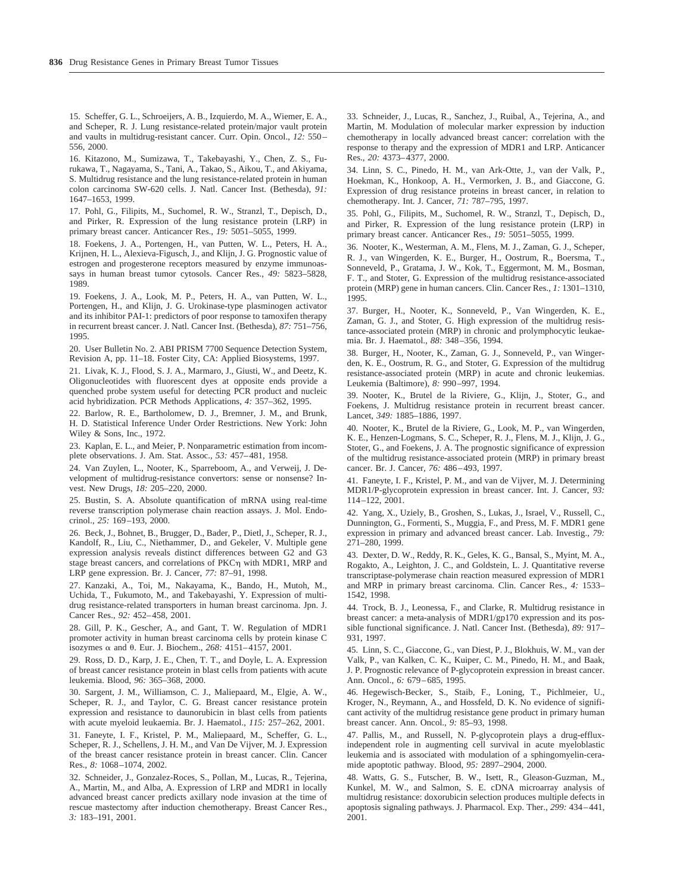15. Scheffer, G. L., Schroeijers, A. B., Izquierdo, M. A., Wiemer, E. A., and Scheper, R. J. Lung resistance-related protein/major vault protein and vaults in multidrug-resistant cancer. Curr. Opin. Oncol., *12:* 550–556, 2000.

16. Kitazono, M., Sumizawa, T., Takebayashi, Y., Chen, Z. S., Furukawa, T., Nagayama, S., Tani, A., Takao, S., Aikou, T., and Akiyama, S. Multidrug resistance and the lung resistance-related protein in human colon carcinoma SW-620 cells. J. Natl. Cancer Inst. (Bethesda), *91:* 1647–1653, 1999.

17. Pohl, G., Filipits, M., Suchomel, R. W., Stranzl, T., Depisch, D., and Pirker, R. Expression of the lung resistance protein (LRP) in primary breast cancer. Anticancer Res., *19:* 5051–5055, 1999.

18. Foekens, J. A., Portengen, H., van Putten, W. L., Peters, H. A., Krijnen, H. L., Alexieva-Figusch, J., and Klijn, J. G. Prognostic value of estrogen and progesterone receptors measured by enzyme immunoassays in human breast tumor cytosols. Cancer Res., *49:* 5823–5828, 1989.

19. Foekens, J. A., Look, M. P., Peters, H. A., van Putten, W. L., Portengen, H., and Klijn, J. G. Urokinase-type plasminogen activator and its inhibitor PAI-1: predictors of poor response to tamoxifen therapy in recurrent breast cancer. J. Natl. Cancer Inst. (Bethesda), *87:* 751–756, 1995.

20. User Bulletin No. 2. ABI PRISM 7700 Sequence Detection System, Revision A, pp. 11–18. Foster City, CA: Applied Biosystems, 1997.

21. Livak, K. J., Flood, S. J. A., Marmaro, J., Giusti, W., and Deetz, K. Oligonucleotides with fluorescent dyes at opposite ends provide a quenched probe system useful for detecting PCR product and nucleic acid hybridization. PCR Methods Applications, *4:* 357–362, 1995.

22. Barlow, R. E., Bartholomew, D. J., Bremner, J. M., and Brunk, H. D. Statistical Inference Under Order Restrictions. New York: John Wiley & Sons, Inc., 1972.

23. Kaplan, E. L., and Meier, P. Nonparametric estimation from incomplete observations. J. Am. Stat. Assoc., *53:* 457–481, 1958.

24. Van Zuylen, L., Nooter, K., Sparreboom, A., and Verweij, J. Development of multidrug-resistance convertors: sense or nonsense? Invest. New Drugs, *18:* 205–220, 2000.

25. Bustin, S. A. Absolute quantification of mRNA using real-time reverse transcription polymerase chain reaction assays. J. Mol. Endocrinol., *25:* 169–193, 2000.

26. Beck, J., Bohnet, B., Brugger, D., Bader, P., Dietl, J., Scheper, R. J., Kandolf, R., Liu, C., Niethammer, D., and Gekeler, V. Multiple gene expression analysis reveals distinct differences between G2 and G3 stage breast cancers, and correlations of PKCη with MDR1, MRP and LRP gene expression. Br. J. Cancer, *77:* 87–91, 1998.

27. Kanzaki, A., Toi, M., Nakayama, K., Bando, H., Mutoh, M., Uchida, T., Fukumoto, M., and Takebayashi, Y. Expression of multidrug resistance-related transporters in human breast carcinoma. Jpn. J. Cancer Res., *92:* 452–458, 2001.

28. Gill, P. K., Gescher, A., and Gant, T. W. Regulation of MDR1 promoter activity in human breast carcinoma cells by protein kinase C isozymes α and θ. Eur. J. Biochem., *268:* 4151–4157, 2001.

29. Ross, D. D., Karp, J. E., Chen, T. T., and Doyle, L. A. Expression of breast cancer resistance protein in blast cells from patients with acute leukemia. Blood, *96:* 365–368, 2000.

30. Sargent, J. M., Williamson, C. J., Maliepaard, M., Elgie, A. W., Scheper, R. J., and Taylor, C. G. Breast cancer resistance protein expression and resistance to daunorubicin in blast cells from patients with acute myeloid leukaemia. Br. J. Haematol., *115:* 257–262, 2001.

31. Faneyte, I. F., Kristel, P. M., Maliepaard, M., Scheffer, G. L., Scheper, R. J., Schellens, J. H. M., and Van De Vijver, M. J. Expression of the breast cancer resistance protein in breast cancer. Clin. Cancer Res., *8:* 1068–1074, 2002.

32. Schneider, J., Gonzalez-Roces, S., Pollan, M., Lucas, R., Tejerina, A., Martin, M., and Alba, A. Expression of LRP and MDR1 in locally advanced breast cancer predicts axillary node invasion at the time of rescue mastectomy after induction chemotherapy. Breast Cancer Res., *3:* 183–191, 2001.

33. Schneider, J., Lucas, R., Sanchez, J., Ruibal, A., Tejerina, A., and Martin, M. Modulation of molecular marker expression by induction chemotherapy in locally advanced breast cancer: correlation with the response to therapy and the expression of MDR1 and LRP. Anticancer Res., *20:* 4373–4377, 2000.

34. Linn, S. C., Pinedo, H. M., van Ark-Otte, J., van der Valk, P., Hoekman, K., Honkoop, A. H., Vermorken, J. B., and Giaccone, G. Expression of drug resistance proteins in breast cancer, in relation to chemotherapy. Int. J. Cancer, *71:* 787–795, 1997.

35. Pohl, G., Filipits, M., Suchomel, R. W., Stranzl, T., Depisch, D., and Pirker, R. Expression of the lung resistance protein (LRP) in primary breast cancer. Anticancer Res., *19:* 5051–5055, 1999.

36. Nooter, K., Westerman, A. M., Flens, M. J., Zaman, G. J., Scheper, R. J., van Wingerden, K. E., Burger, H., Oostrum, R., Boersma, T., Sonneveld, P., Gratama, J. W., Kok, T., Eggermont, M. M., Bosman, F. T., and Stoter, G. Expression of the multidrug resistance-associated protein (MRP) gene in human cancers. Clin. Cancer Res., *1:* 1301–1310, 1995.

37. Burger, H., Nooter, K., Sonneveld, P., Van Wingerden, K. E., Zaman, G. J., and Stoter, G. High expression of the multidrug resistance-associated protein (MRP) in chronic and prolymphocytic leukaemia. Br. J. Haematol., *88:* 348–356, 1994.

38. Burger, H., Nooter, K., Zaman, G. J., Sonneveld, P., van Wingerden, K. E., Oostrum, R. G., and Stoter, G. Expression of the multidrug resistance-associated protein (MRP) in acute and chronic leukemias. Leukemia (Baltimore), *8:* 990–997, 1994.

39. Nooter, K., Brutel de la Riviere, G., Klijn, J., Stoter, G., and Foekens, J. Multidrug resistance protein in recurrent breast cancer. Lancet, *349:* 1885–1886, 1997.

40. Nooter, K., Brutel de la Riviere, G., Look, M. P., van Wingerden, K. E., Henzen-Logmans, S. C., Scheper, R. J., Flens, M. J., Klijn, J. G., Stoter, G., and Foekens, J. A. The prognostic significance of expression of the multidrug resistance-associated protein (MRP) in primary breast cancer. Br. J. Cancer, *76:* 486–493, 1997.

41. Faneyte, I. F., Kristel, P. M., and van de Vijver, M. J. Determining MDR1/P-glycoprotein expression in breast cancer. Int. J. Cancer, *93:* 114–122, 2001.

42. Yang, X., Uziely, B., Groshen, S., Lukas, J., Israel, V., Russell, C., Dunnington, G., Formenti, S., Muggia, F., and Press, M. F. MDR1 gene expression in primary and advanced breast cancer. Lab. Investig., *79:* 271–280, 1999.

43. Dexter, D. W., Reddy, R. K., Geles, K. G., Bansal, S., Myint, M. A., Rogakto, A., Leighton, J. C., and Goldstein, L. J. Quantitative reverse transcriptase-polymerase chain reaction measured expression of MDR1 and MRP in primary breast carcinoma. Clin. Cancer Res., *4:* 1533–1542, 1998.

44. Trock, B. J., Leonessa, F., and Clarke, R. Multidrug resistance in breast cancer: a meta-analysis of MDR1/gp170 expression and its possible functional significance. J. Natl. Cancer Inst. (Bethesda), *89:* 917–931, 1997.

45. Linn, S. C., Giaccone, G., van Diest, P. J., Blokhuis, W. M., van der Valk, P., van Kalken, C. K., Kuiper, C. M., Pinedo, H. M., and Baak, J. P. Prognostic relevance of P-glycoprotein expression in breast cancer. Ann. Oncol., *6:* 679–685, 1995.

46. Hegewisch-Becker, S., Staib, F., Loning, T., Pichlmeier, U., Kroger, N., Reymann, A., and Hossfeld, D. K. No evidence of significant activity of the multidrug resistance gene product in primary human breast cancer. Ann. Oncol., *9:* 85–93, 1998.

47. Pallis, M., and Russell, N. P-glycoprotein plays a drug-efflux-independent role in augmenting cell survival in acute myeloblastic leukemia and is associated with modulation of a sphingomyelin-ceramide apoptotic pathway. Blood, *95:* 2897–2904, 2000.

48. Watts, G. S., Futscher, B. W., Isett, R., Gleason-Guzman, M., Kunkel, M. W., and Salmon, S. E. cDNA microarray analysis of multidrug resistance: doxorubicin selection produces multiple defects in apoptosis signaling pathways. J. Pharmacol. Exp. Ther., *299:* 434–441, 2001.